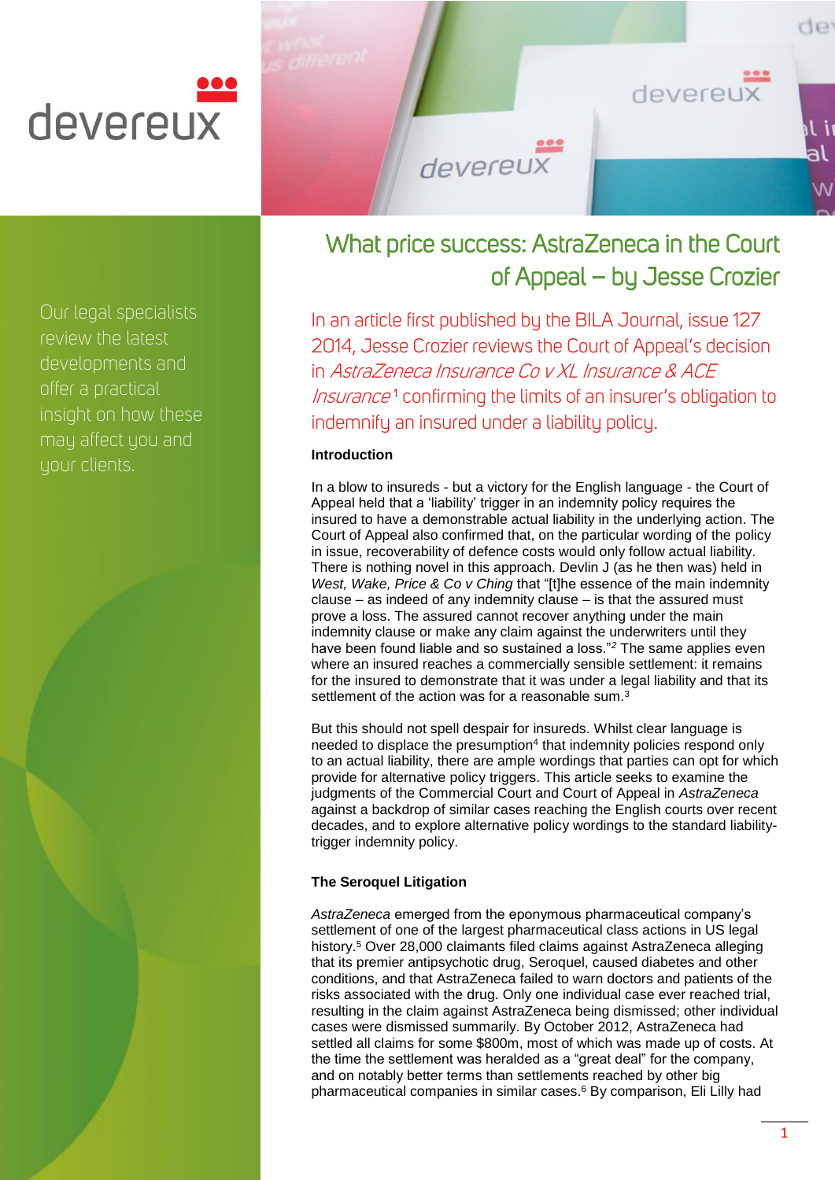devereux

Our legal specialists review the latest developments and offer a practical insight on how these may affect you and your clients.

# What price success: AstraZeneca in the Court of Appeal – by Jesse Crozier

In an article first published by the BILA Journal, issue 127 2014, Jesse Crozier reviews the Court of Appeal's decision in *AstraZeneca Insurance Co v XL Insurance & ACE Insurance*[1] confirming the limits of an insurer's obligation to indemnify an insured under a liability policy.

**Introduction**

In a blow to insureds - but a victory for the English language - the Court of Appeal held that a 'liability' trigger in an indemnity policy requires the insured to have a demonstrable actual liability in the underlying action. The Court of Appeal also confirmed that, on the particular wording of the policy in issue, recoverability of defence costs would only follow actual liability. There is nothing novel in this approach. Devlin J (as he then was) held in *West, Wake, Price & Co v Ching* that "[t]he essence of the main indemnity clause – as indeed of any indemnity clause – is that the assured must prove a loss. The assured cannot recover anything under the main indemnity clause or make any claim against the underwriters until they have been found liable and so sustained a loss."[2] The same applies even where an insured reaches a commercially sensible settlement: it remains for the insured to demonstrate that it was under a legal liability and that its settlement of the action was for a reasonable sum.[3]

But this should not spell despair for insureds. Whilst clear language is needed to displace the presumption[4] that indemnity policies respond only to an actual liability, there are ample wordings that parties can opt for which provide for alternative policy triggers. This article seeks to examine the judgments of the Commercial Court and Court of Appeal in *AstraZeneca* against a backdrop of similar cases reaching the English courts over recent decades, and to explore alternative policy wordings to the standard liability-trigger indemnity policy.

**The Seroquel Litigation**

*AstraZeneca* emerged from the eponymous pharmaceutical company's settlement of one of the largest pharmaceutical class actions in US legal history.[5] Over 28,000 claimants filed claims against AstraZeneca alleging that its premier antipsychotic drug, Seroquel, caused diabetes and other conditions, and that AstraZeneca failed to warn doctors and patients of the risks associated with the drug. Only one individual case ever reached trial, resulting in the claim against AstraZeneca being dismissed; other individual cases were dismissed summarily. By October 2012, AstraZeneca had settled all claims for some $800m, most of which was made up of costs. At the time the settlement was heralded as a "great deal" for the company, and on notably better terms than settlements reached by other big pharmaceutical companies in similar cases.[6] By comparison, Eli Lilly had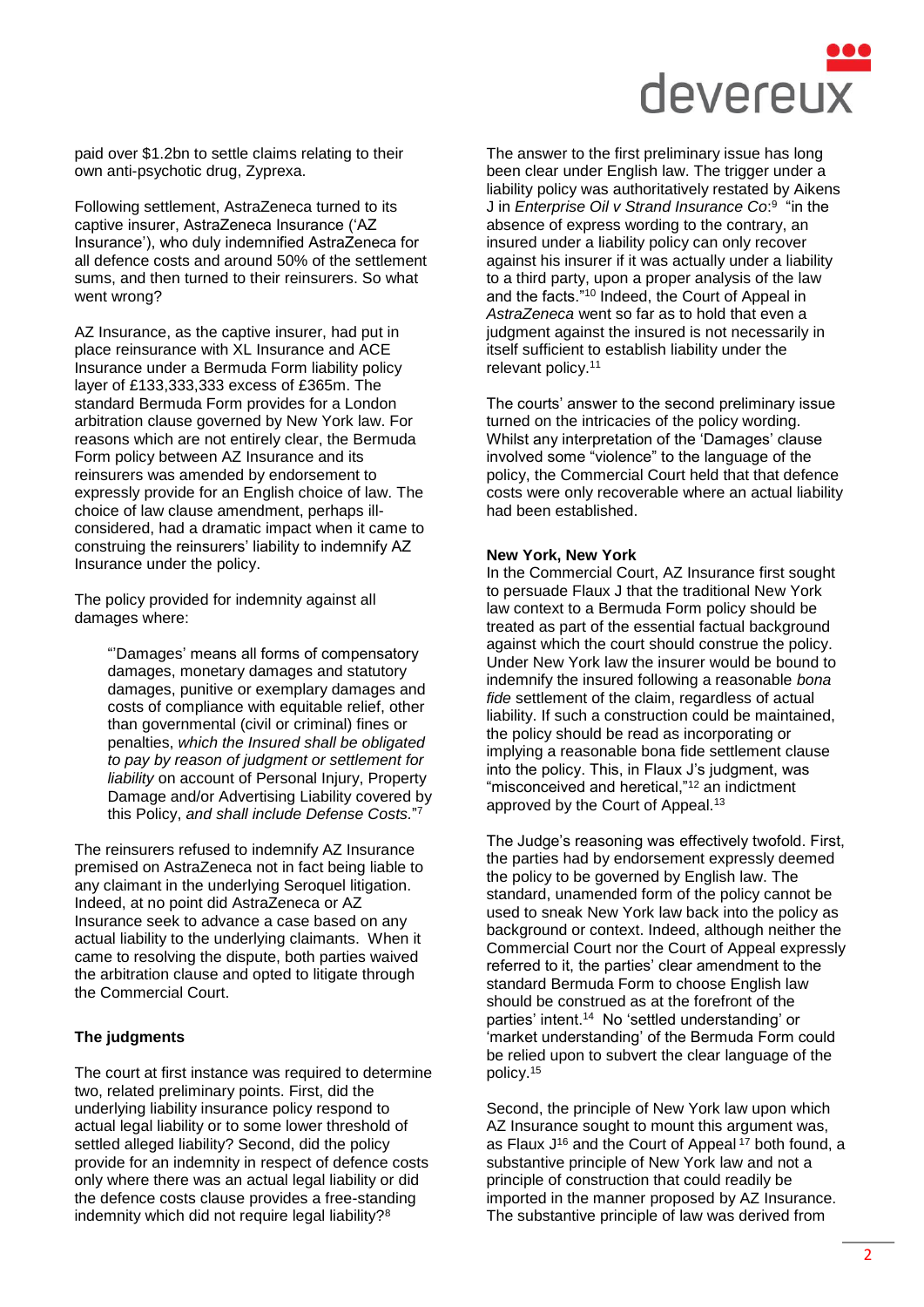paid over $1.2bn to settle claims relating to their own anti-psychotic drug, Zyprexa.

Following settlement, AstraZeneca turned to its captive insurer, AstraZeneca Insurance ('AZ Insurance'), who duly indemnified AstraZeneca for all defence costs and around 50% of the settlement sums, and then turned to their reinsurers. So what went wrong?

AZ Insurance, as the captive insurer, had put in place reinsurance with XL Insurance and ACE Insurance under a Bermuda Form liability policy layer of £133,333,333 excess of £365m. The standard Bermuda Form provides for a London arbitration clause governed by New York law. For reasons which are not entirely clear, the Bermuda Form policy between AZ Insurance and its reinsurers was amended by endorsement to expressly provide for an English choice of law. The choice of law clause amendment, perhaps ill-considered, had a dramatic impact when it came to construing the reinsurers' liability to indemnify AZ Insurance under the policy.

The policy provided for indemnity against all damages where:

> "'Damages' means all forms of compensatory damages, monetary damages and statutory damages, punitive or exemplary damages and costs of compliance with equitable relief, other than governmental (civil or criminal) fines or penalties, *which the Insured shall be obligated to pay by reason of judgment or settlement for liability* on account of Personal Injury, Property Damage and/or Advertising Liability covered by this Policy, *and shall include Defense Costs.*"[7]

The reinsurers refused to indemnify AZ Insurance premised on AstraZeneca not in fact being liable to any claimant in the underlying Seroquel litigation. Indeed, at no point did AstraZeneca or AZ Insurance seek to advance a case based on any actual liability to the underlying claimants. When it came to resolving the dispute, both parties waived the arbitration clause and opted to litigate through the Commercial Court.

## The judgments

The court at first instance was required to determine two, related preliminary points. First, did the underlying liability insurance policy respond to actual legal liability or to some lower threshold of settled alleged liability? Second, did the policy provide for an indemnity in respect of defence costs only where there was an actual legal liability or did the defence costs clause provides a free-standing indemnity which did not require legal liability?[8]

The answer to the first preliminary issue has long been clear under English law. The trigger under a liability policy was authoritatively restated by Aikens J in *Enterprise Oil v Strand Insurance Co*:[9] "in the absence of express wording to the contrary, an insured under a liability policy can only recover against his insurer if it was actually under a liability to a third party, upon a proper analysis of the law and the facts."[10] Indeed, the Court of Appeal in *AstraZeneca* went so far as to hold that even a judgment against the insured is not necessarily in itself sufficient to establish liability under the relevant policy.[11]

The courts' answer to the second preliminary issue turned on the intricacies of the policy wording. Whilst any interpretation of the 'Damages' clause involved some "violence" to the language of the policy, the Commercial Court held that that defence costs were only recoverable where an actual liability had been established.

### New York, New York

In the Commercial Court, AZ Insurance first sought to persuade Flaux J that the traditional New York law context to a Bermuda Form policy should be treated as part of the essential factual background against which the court should construe the policy. Under New York law the insurer would be bound to indemnify the insured following a reasonable *bona fide* settlement of the claim, regardless of actual liability. If such a construction could be maintained, the policy should be read as incorporating or implying a reasonable bona fide settlement clause into the policy. This, in Flaux J's judgment, was "misconceived and heretical,"[12] an indictment approved by the Court of Appeal.[13]

The Judge's reasoning was effectively twofold. First, the parties had by endorsement expressly deemed the policy to be governed by English law. The standard, unamended form of the policy cannot be used to sneak New York law back into the policy as background or context. Indeed, although neither the Commercial Court nor the Court of Appeal expressly referred to it, the parties' clear amendment to the standard Bermuda Form to choose English law should be construed as at the forefront of the parties' intent.[14] No 'settled understanding' or 'market understanding' of the Bermuda Form could be relied upon to subvert the clear language of the policy.[15]

Second, the principle of New York law upon which AZ Insurance sought to mount this argument was, as Flaux J[16] and the Court of Appeal[17] both found, a substantive principle of New York law and not a principle of construction that could readily be imported in the manner proposed by AZ Insurance. The substantive principle of law was derived from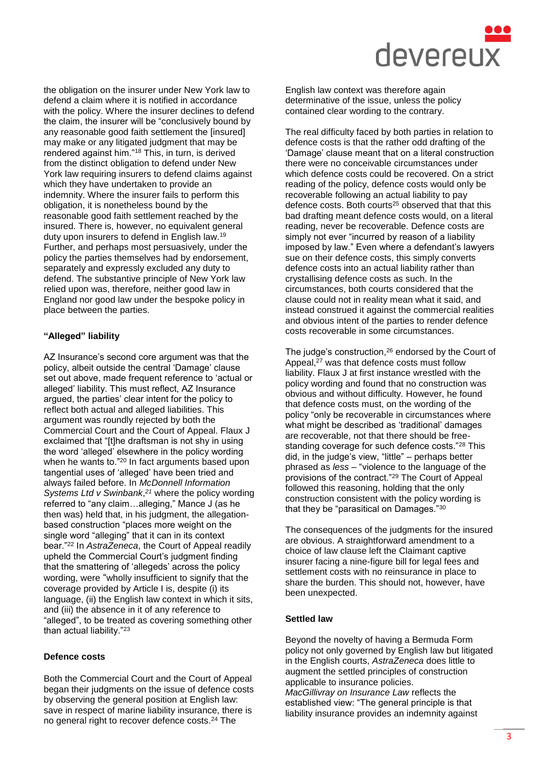the obligation on the insurer under New York law to defend a claim where it is notified in accordance with the policy. Where the insurer declines to defend the claim, the insurer will be "conclusively bound by any reasonable good faith settlement the [insured] may make or any litigated judgment that may be rendered against him."[18] This, in turn, is derived from the distinct obligation to defend under New York law requiring insurers to defend claims against which they have undertaken to provide an indemnity. Where the insurer fails to perform this obligation, it is nonetheless bound by the reasonable good faith settlement reached by the insured. There is, however, no equivalent general duty upon insurers to defend in English law.[19] Further, and perhaps most persuasively, under the policy the parties themselves had by endorsement, separately and expressly excluded any duty to defend. The substantive principle of New York law relied upon was, therefore, neither good law in England nor good law under the bespoke policy in place between the parties.

### "Alleged" liability

AZ Insurance's second core argument was that the policy, albeit outside the central 'Damage' clause set out above, made frequent reference to 'actual or alleged' liability. This must reflect, AZ Insurance argued, the parties' clear intent for the policy to reflect both actual and alleged liabilities. This argument was roundly rejected by both the Commercial Court and the Court of Appeal. Flaux J exclaimed that "[t]he draftsman is not shy in using the word 'alleged' elsewhere in the policy wording when he wants to."[20] In fact arguments based upon tangential uses of 'alleged' have been tried and always failed before. In *McDonnell Information Systems Ltd v Swinbank*,[21] where the policy wording referred to "any claim…alleging," Mance J (as he then was) held that, in his judgment, the allegation-based construction "places more weight on the single word "alleging" that it can in its context bear."[22] In *AstraZeneca*, the Court of Appeal readily upheld the Commercial Court's judgment finding that the smattering of 'alleged's' across the policy wording, were "wholly insufficient to signify that the coverage provided by Article I is, despite (i) its language, (ii) the English law context in which it sits, and (iii) the absence in it of any reference to "alleged", to be treated as covering something other than actual liability."[23]

### Defence costs

Both the Commercial Court and the Court of Appeal began their judgments on the issue of defence costs by observing the general position at English law: save in respect of marine liability insurance, there is no general right to recover defence costs.[24] The English law context was therefore again determinative of the issue, unless the policy contained clear wording to the contrary.

The real difficulty faced by both parties in relation to defence costs is that the rather odd drafting of the 'Damage' clause meant that on a literal construction there were no conceivable circumstances under which defence costs could be recovered. On a strict reading of the policy, defence costs would only be recoverable following an actual liability to pay defence costs. Both courts[25] observed that that this bad drafting meant defence costs would, on a literal reading, never be recoverable. Defence costs are simply not ever "incurred by reason of a liability imposed by law." Even where a defendant's lawyers sue on their defence costs, this simply converts defence costs into an actual liability rather than crystallising defence costs as such. In the circumstances, both courts considered that the clause could not in reality mean what it said, and instead construed it against the commercial realities and obvious intent of the parties to render defence costs recoverable in some circumstances.

The judge's construction,[26] endorsed by the Court of Appeal,[27] was that defence costs must follow liability. Flaux J at first instance wrestled with the policy wording and found that no construction was obvious and without difficulty. However, he found that defence costs must, on the wording of the policy "only be recoverable in circumstances where what might be described as 'traditional' damages are recoverable, not that there should be free-standing coverage for such defence costs."[28] This did, in the judge's view, "little" – perhaps better phrased as *less* – "violence to the language of the provisions of the contract."[29] The Court of Appeal followed this reasoning, holding that the only construction consistent with the policy wording is that they be "parasitical on Damages."[30]

The consequences of the judgments for the insured are obvious. A straightforward amendment to a choice of law clause left the Claimant captive insurer facing a nine-figure bill for legal fees and settlement costs with no reinsurance in place to share the burden. This should not, however, have been unexpected.

### Settled law

Beyond the novelty of having a Bermuda Form policy not only governed by English law but litigated in the English courts, *AstraZeneca* does little to augment the settled principles of construction applicable to insurance policies. *MacGillivray on Insurance Law* reflects the established view: "The general principle is that liability insurance provides an indemnity against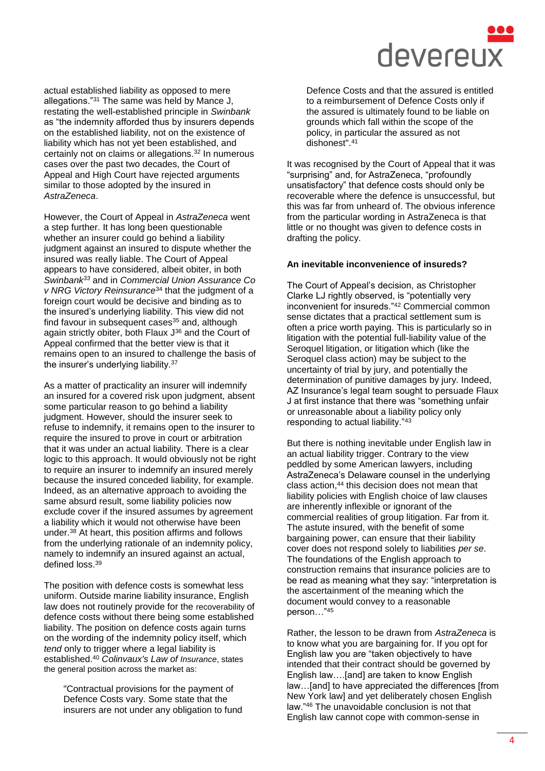actual established liability as opposed to mere allegations."[31] The same was held by Mance J, restating the well-established principle in *Swinbank* as "the indemnity afforded thus by insurers depends on the established liability, not on the existence of liability which has not yet been established, and certainly not on claims or allegations.[32] In numerous cases over the past two decades, the Court of Appeal and High Court have rejected arguments similar to those adopted by the insured in *AstraZeneca*.

However, the Court of Appeal in *AstraZeneca* went a step further. It has long been questionable whether an insurer could go behind a liability judgment against an insured to dispute whether the insured was really liable. The Court of Appeal appears to have considered, albeit obiter, in both *Swinbank*[33] and in *Commercial Union Assurance Co v NRG Victory Reinsurance*[34] that the judgment of a foreign court would be decisive and binding as to the insured's underlying liability. This view did not find favour in subsequent cases[35] and, although again strictly obiter, both Flaux J[36] and the Court of Appeal confirmed that the better view is that it remains open to an insured to challenge the basis of the insurer's underlying liability.[37]

As a matter of practicality an insurer will indemnify an insured for a covered risk upon judgment, absent some particular reason to go behind a liability judgment. However, should the insurer seek to refuse to indemnify, it remains open to the insurer to require the insured to prove in court or arbitration that it was under an actual liability. There is a clear logic to this approach. It would obviously not be right to require an insurer to indemnify an insured merely because the insured conceded liability, for example. Indeed, as an alternative approach to avoiding the same absurd result, some liability policies now exclude cover if the insured assumes by agreement a liability which it would not otherwise have been under.[38] At heart, this position affirms and follows from the underlying rationale of an indemnity policy, namely to indemnify an insured against an actual, defined loss.[39]

The position with defence costs is somewhat less uniform. Outside marine liability insurance, English law does not routinely provide for the recoverability of defence costs without there being some established liability. The position on defence costs again turns on the wording of the indemnity policy itself, which *tend* only to trigger where a legal liability is established.[40] *Colinvaux's Law of Insurance*, states the general position across the market as:

> "Contractual provisions for the payment of Defence Costs vary. Some state that the insurers are not under any obligation to fund Defence Costs and that the assured is entitled to a reimbursement of Defence Costs only if the assured is ultimately found to be liable on grounds which fall within the scope of the policy, in particular the assured as not dishonest".[41]

It was recognised by the Court of Appeal that it was "surprising" and, for AstraZeneca, "profoundly unsatisfactory" that defence costs should only be recoverable where the defence is unsuccessful, but this was far from unheard of. The obvious inference from the particular wording in AstraZeneca is that little or no thought was given to defence costs in drafting the policy.

**An inevitable inconvenience of insureds?**

The Court of Appeal's decision, as Christopher Clarke LJ rightly observed, is "potentially very inconvenient for insureds."[42] Commercial common sense dictates that a practical settlement sum is often a price worth paying. This is particularly so in litigation with the potential full-liability value of the Seroquel litigation, or litigation which (like the Seroquel class action) may be subject to the uncertainty of trial by jury, and potentially the determination of punitive damages by jury. Indeed, AZ Insurance's legal team sought to persuade Flaux J at first instance that there was "something unfair or unreasonable about a liability policy only responding to actual liability."[43]

But there is nothing inevitable under English law in an actual liability trigger. Contrary to the view peddled by some American lawyers, including AstraZeneca's Delaware counsel in the underlying class action,[44] this decision does not mean that liability policies with English choice of law clauses are inherently inflexible or ignorant of the commercial realities of group litigation. Far from it. The astute insured, with the benefit of some bargaining power, can ensure that their liability cover does not respond solely to liabilities *per se*. The foundations of the English approach to construction remains that insurance policies are to be read as meaning what they say: "interpretation is the ascertainment of the meaning which the document would convey to a reasonable person…"[45]

Rather, the lesson to be drawn from *AstraZeneca* is to know what you are bargaining for. If you opt for English law you are "taken objectively to have intended that their contract should be governed by English law….[and] are taken to know English law…[and] to have appreciated the differences [from New York law] and yet deliberately chosen English law."[46] The unavoidable conclusion is not that English law cannot cope with common-sense in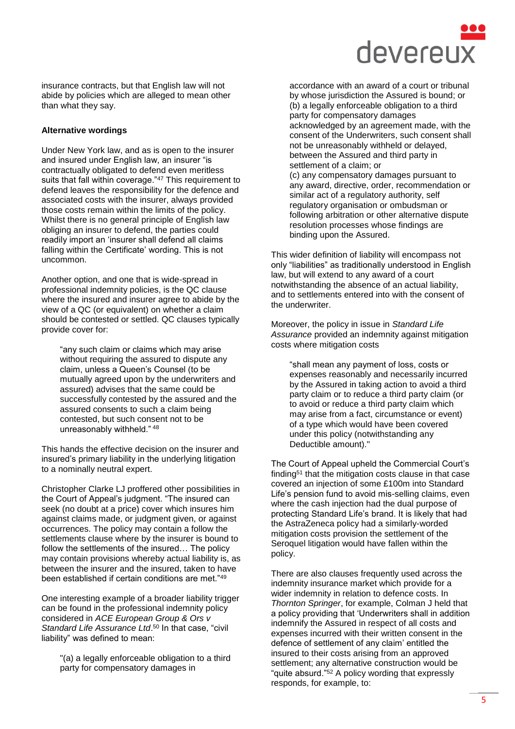insurance contracts, but that English law will not abide by policies which are alleged to mean other than what they say.

**Alternative wordings**

Under New York law, and as is open to the insurer and insured under English law, an insurer "is contractually obligated to defend even meritless suits that fall within coverage."[47] This requirement to defend leaves the responsibility for the defence and associated costs with the insurer, always provided those costs remain within the limits of the policy. Whilst there is no general principle of English law obliging an insurer to defend, the parties could readily import an 'insurer shall defend all claims falling within the Certificate' wording. This is not uncommon.

Another option, and one that is wide-spread in professional indemnity policies, is the QC clause where the insured and insurer agree to abide by the view of a QC (or equivalent) on whether a claim should be contested or settled. QC clauses typically provide cover for:

> "any such claim or claims which may arise without requiring the assured to dispute any claim, unless a Queen's Counsel (to be mutually agreed upon by the underwriters and assured) advises that the same could be successfully contested by the assured and the assured consents to such a claim being contested, but such consent not to be unreasonably withheld." [48]

This hands the effective decision on the insurer and insured's primary liability in the underlying litigation to a nominally neutral expert.

Christopher Clarke LJ proffered other possibilities in the Court of Appeal's judgment. "The insured can seek (no doubt at a price) cover which insures him against claims made, or judgment given, or against occurrences. The policy may contain a follow the settlements clause where by the insurer is bound to follow the settlements of the insured… The policy may contain provisions whereby actual liability is, as between the insurer and the insured, taken to have been established if certain conditions are met."[49]

One interesting example of a broader liability trigger can be found in the professional indemnity policy considered in *ACE European Group & Ors v Standard Life Assurance Ltd*.[50] In that case, "civil liability" was defined to mean:

> "(a) a legally enforceable obligation to a third party for compensatory damages in accordance with an award of a court or tribunal by whose jurisdiction the Assured is bound; or
> (b) a legally enforceable obligation to a third party for compensatory damages acknowledged by an agreement made, with the consent of the Underwriters, such consent shall not be unreasonably withheld or delayed, between the Assured and third party in settlement of a claim; or
> (c) any compensatory damages pursuant to any award, directive, order, recommendation or similar act of a regulatory authority, self regulatory organisation or ombudsman or following arbitration or other alternative dispute resolution processes whose findings are binding upon the Assured.

This wider definition of liability will encompass not only "liabilities" as traditionally understood in English law, but will extend to any award of a court notwithstanding the absence of an actual liability, and to settlements entered into with the consent of the underwriter.

Moreover, the policy in issue in *Standard Life Assurance* provided an indemnity against mitigation costs where mitigation costs

> "shall mean any payment of loss, costs or expenses reasonably and necessarily incurred by the Assured in taking action to avoid a third party claim or to reduce a third party claim (or to avoid or reduce a third party claim which may arise from a fact, circumstance or event) of a type which would have been covered under this policy (notwithstanding any Deductible amount)."

The Court of Appeal upheld the Commercial Court's finding[51] that the mitigation costs clause in that case covered an injection of some £100m into Standard Life's pension fund to avoid mis-selling claims, even where the cash injection had the dual purpose of protecting Standard Life's brand. It is likely that had the AstraZeneca policy had a similarly-worded mitigation costs provision the settlement of the Seroquel litigation would have fallen within the policy.

There are also clauses frequently used across the indemnity insurance market which provide for a wider indemnity in relation to defence costs. In *Thornton Springer*, for example, Colman J held that a policy providing that 'Underwriters shall in addition indemnify the Assured in respect of all costs and expenses incurred with their written consent in the defence of settlement of any claim' entitled the insured to their costs arising from an approved settlement; any alternative construction would be "quite absurd."[52] A policy wording that expressly responds, for example, to: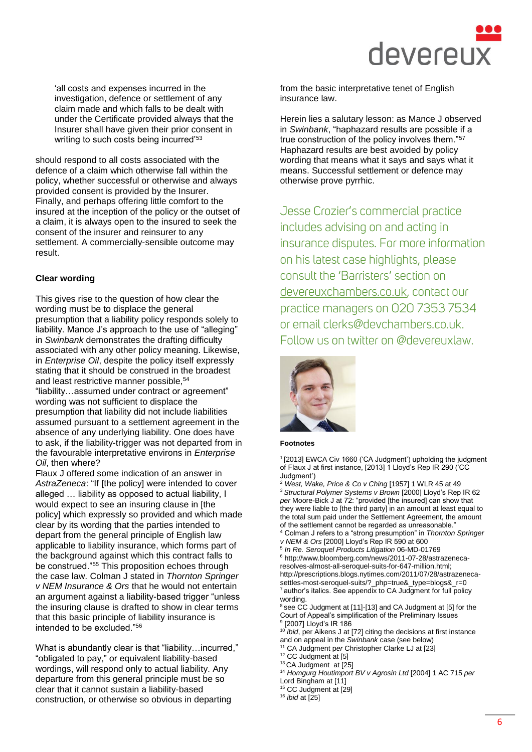'all costs and expenses incurred in the investigation, defence or settlement of any claim made and which falls to be dealt with under the Certificate provided always that the Insurer shall have given their prior consent in writing to such costs being incurred'[53]

should respond to all costs associated with the defence of a claim which otherwise fall within the policy, whether successful or otherwise and always provided consent is provided by the Insurer. Finally, and perhaps offering little comfort to the insured at the inception of the policy or the outset of a claim, it is always open to the insured to seek the consent of the insurer and reinsurer to any settlement. A commercially-sensible outcome may result.

**Clear wording**

This gives rise to the question of how clear the wording must be to displace the general presumption that a liability policy responds solely to liability. Mance J's approach to the use of "alleging" in *Swinbank* demonstrates the drafting difficulty associated with any other policy meaning. Likewise, in *Enterprise Oil*, despite the policy itself expressly stating that it should be construed in the broadest and least restrictive manner possible,[54] "liability…assumed under contract or agreement" wording was not sufficient to displace the presumption that liability did not include liabilities assumed pursuant to a settlement agreement in the absence of any underlying liability. One does have to ask, if the liability-trigger was not departed from in the favourable interpretative environs in *Enterprise Oil*, then where?

Flaux J offered some indication of an answer in *AstraZeneca*: "If [the policy] were intended to cover alleged … liability as opposed to actual liability, I would expect to see an insuring clause in [the policy] which expressly so provided and which made clear by its wording that the parties intended to depart from the general principle of English law applicable to liability insurance, which forms part of the background against which this contract falls to be construed."[55] This proposition echoes through the case law. Colman J stated in *Thornton Springer v NEM Insurance & Ors* that he would not entertain an argument against a liability-based trigger "unless the insuring clause is drafted to show in clear terms that this basic principle of liability insurance is intended to be excluded."[56]

What is abundantly clear is that "liability…incurred," "obligated to pay," or equivalent liability-based wordings, will respond only to actual liability. Any departure from this general principle must be so clear that it cannot sustain a liability-based construction, or otherwise so obvious in departing from the basic interpretative tenet of English insurance law.

Herein lies a salutary lesson: as Mance J observed in *Swinbank*, "haphazard results are possible if a true construction of the policy involves them."[57] Haphazard results are best avoided by policy wording that means what it says and says what it means. Successful settlement or defence may otherwise prove pyrrhic.

Jesse Crozier's commercial practice includes advising on and acting in insurance disputes. For more information on his latest case highlights, please consult the 'Barristers' section on devereuxchambers.co.uk, contact our practice managers on 020 7353 7534 or email clerks@devchambers.co.uk. Follow us on twitter on @devereuxlaw.

**Footnotes**

[1] [2013] EWCA Civ 1660 ('CA Judgment') upholding the judgment of Flaux J at first instance, [2013] 1 Lloyd's Rep IR 290 ('CC Judgment')

[2] *West, Wake, Price & Co v Ching* [1957] 1 WLR 45 at 49

[3] *Structural Polymer Systems v Brown* [2000] Lloyd's Rep IR 62 *per* Moore-Bick J at 72: "provided [the insured] can show that they were liable to [the third party] in an amount at least equal to the total sum paid under the Settlement Agreement, the amount of the settlement cannot be regarded as unreasonable."

[4] Colman J refers to a "strong presumption" in *Thornton Springer v NEM & Ors* [2000] Lloyd's Rep IR 590 at 600

[5] *In Re. Seroquel Products Litigation* 06-MD-01769

[6] http://www.bloomberg.com/news/2011-07-28/astrazeneca-resolves-almost-all-seroquel-suits-for-647-million.html; http://prescriptions.blogs.nytimes.com/2011/07/28/astrazeneca-settles-most-seroquel-suits/?_php=true&_type=blogs&_r=0

[7] author's italics. See appendix to CA Judgment for full policy wording.

[8] see CC Judgment at [11]-[13] and CA Judgment at [5] for the Court of Appeal's simplification of the Preliminary Issues

[9] [2007] Lloyd's IR 186

[10] *ibid*, per Aikens J at [72] citing the decisions at first instance and on appeal in the *Swinbank* case (see below)

[11] CA Judgment p*er* Christopher Clarke LJ at [23]

[12] CC Judgment at [5]

[13] CA Judgment at [25]

[14] *Homgurg Houtimport BV v Agrosin Ltd* [2004] 1 AC 715 *per* Lord Bingham at [11]

[15] CC Judgment at [29]

[16] *ibid* at [25]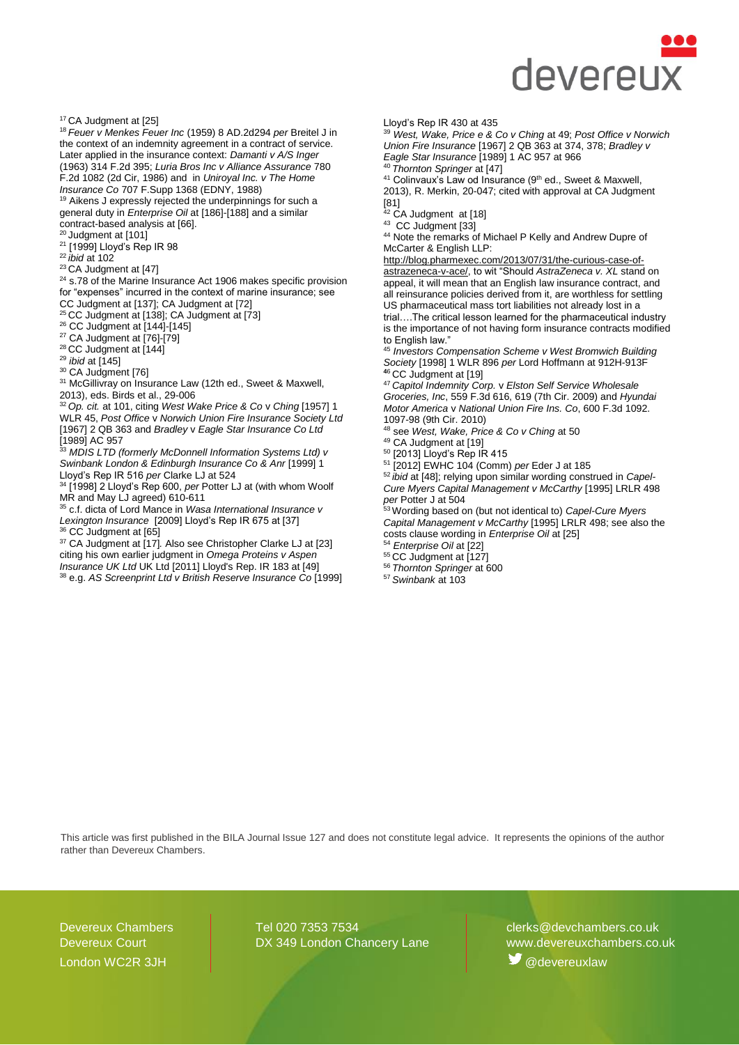[17] CA Judgment at [25]

[18] *Feuer v Menkes Feuer Inc* (1959) 8 AD.2d294 *per* Breitel J in the context of an indemnity agreement in a contract of service. Later applied in the insurance context: *Damanti v A/S Inger* (1963) 314 F.2d 395; *Luria Bros Inc v Alliance Assurance* 780 F.2d 1082 (2d Cir, 1986) and in *Uniroyal Inc. v The Home Insurance Co* 707 F.Supp 1368 (EDNY, 1988)

[19] Aikens J expressly rejected the underpinnings for such a general duty in *Enterprise Oil* at [186]-[188] and a similar contract-based analysis at [66].

[20] Judgment at [101]

[21] [1999] Lloyd's Rep IR 98

[22] *ibid* at 102

[23] CA Judgment at [47]

[24] s.78 of the Marine Insurance Act 1906 makes specific provision for "expenses" incurred in the context of marine insurance; see CC Judgment at [137]; CA Judgment at [72]

[25] CC Judgment at [138]; CA Judgment at [73]

[26] CC Judgment at [144]-[145]

[27] CA Judgment at [76]-[79]

[28] CC Judgment at [144]

[29] *ibid* at [145]

[30] CA Judgment [76]

[31] McGillivray on Insurance Law (12th ed., Sweet & Maxwell, 2013), eds. Birds et al., 29-006

[32] *Op. cit.* at 101, citing *West Wake Price & Co* v *Ching* [1957] 1 WLR 45, *Post Office* v *Norwich Union Fire Insurance Society Ltd* [1967] 2 QB 363 and *Bradley* v *Eagle Star Insurance Co Ltd* [1989] AC 957

[33] *MDIS LTD (formerly McDonnell Information Systems Ltd) v Swinbank London & Edinburgh Insurance Co & Anr* [1999] 1 Lloyd's Rep IR 516 *per* Clarke LJ at 524

[34] [1998] 2 Lloyd's Rep 600, *per* Potter LJ at (with whom Woolf MR and May LJ agreed) 610-611

[35] c.f. dicta of Lord Mance in *Wasa International Insurance v Lexington Insurance* [2009] Lloyd's Rep IR 675 at [37]

[36] CC Judgment at [65]

[37] CA Judgment at [17]*.* Also see Christopher Clarke LJ at [23] citing his own earlier judgment in *Omega Proteins v Aspen Insurance UK Ltd* UK Ltd [2011] Lloyd's Rep. IR 183 at [49]

[38] e.g. *AS Screenprint Ltd v British Reserve Insurance Co* [1999] Lloyd's Rep IR 430 at 435

[39] *West, Wake, Price e & Co v Ching* at 49; *Post Office v Norwich Union Fire Insurance* [1967] 2 QB 363 at 374, 378; *Bradley v Eagle Star Insurance* [1989] 1 AC 957 at 966

[40] *Thornton Springer* at [47]

[41] Colinvaux's Law od Insurance (9th ed., Sweet & Maxwell, 2013), R. Merkin, 20-047; cited with approval at CA Judgment [81]

[42] CA Judgment at [18]

[43] CC Judgment [33]

[44] Note the remarks of Michael P Kelly and Andrew Dupre of McCarter & English LLP: http://blog.pharmexec.com/2013/07/31/the-curious-case-of-astrazeneca-v-ace/, to wit "Should *AstraZeneca v. XL* stand on appeal, it will mean that an English law insurance contract, and all reinsurance policies derived from it, are worthless for settling US pharmaceutical mass tort liabilities not already lost in a trial….The critical lesson learned for the pharmaceutical industry is the importance of not having form insurance contracts modified to English law."

[45] *Investors Compensation Scheme v West Bromwich Building Society* [1998] 1 WLR 896 *per* Lord Hoffmann at 912H-913F

[46] CC Judgment at [19]

[47] *Capitol Indemnity Corp.* v *Elston Self Service Wholesale Groceries, Inc*, 559 F.3d 616, 619 (7th Cir. 2009) and *Hyundai Motor America* v *National Union Fire Ins. Co*, 600 F.3d 1092. 1097-98 (9th Cir. 2010)

[48] see *West, Wake, Price & Co v Ching* at 50

[49] CA Judgment at [19]

[50] [2013] Lloyd's Rep IR 415

[51] [2012] EWHC 104 (Comm) *per* Eder J at 185

[52] *ibid* at [48]; relying upon similar wording construed in *Capel-Cure Myers Capital Management v McCarthy* [1995] LRLR 498 *per* Potter J at 504

[53] Wording based on (but not identical to) *Capel-Cure Myers Capital Management v McCarthy* [1995] LRLR 498; see also the costs clause wording in *Enterprise Oil* at [25]

[54] *Enterprise Oil* at [22]

[55] CC Judgment at [127]

[56] *Thornton Springer* at 600

[57] *Swinbank* at 103

This article was first published in the BILA Journal Issue 127 and does not constitute legal advice. It represents the opinions of the author rather than Devereux Chambers.